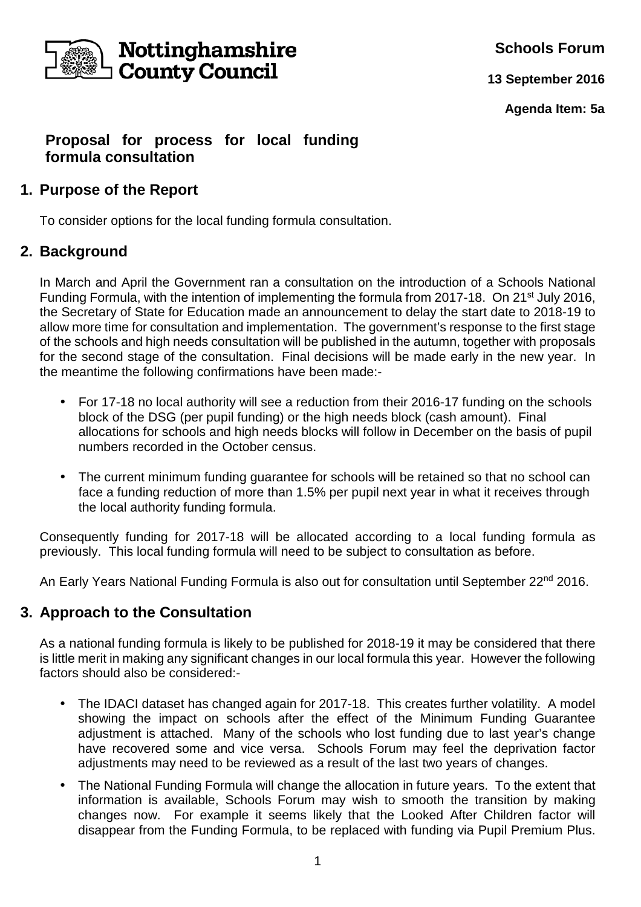Nottinghamshire County Council

**Schools Forum**

**13 September 2016**

**Agenda Item: 5a**

# Proposal for process for local funding formula consultation

## 1. Purpose of the Report

To consider options for the local funding formula consultation.

## 2. Background

In March and April the Government ran a consultation on the introduction of a Schools National Funding Formula, with the intention of implementing the formula from 2017-18. On 21st July 2016, the Secretary of State for Education made an announcement to delay the start date to 2018-19 to allow more time for consultation and implementation. The government's response to the first stage of the schools and high needs consultation will be published in the autumn, together with proposals for the second stage of the consultation. Final decisions will be made early in the new year. In the meantime the following confirmations have been made:-

- For 17-18 no local authority will see a reduction from their 2016-17 funding on the schools block of the DSG (per pupil funding) or the high needs block (cash amount). Final allocations for schools and high needs blocks will follow in December on the basis of pupil numbers recorded in the October census.
- The current minimum funding guarantee for schools will be retained so that no school can face a funding reduction of more than 1.5% per pupil next year in what it receives through the local authority funding formula.

Consequently funding for 2017-18 will be allocated according to a local funding formula as previously. This local funding formula will need to be subject to consultation as before.

An Early Years National Funding Formula is also out for consultation until September 22nd 2016.

## 3. Approach to the Consultation

As a national funding formula is likely to be published for 2018-19 it may be considered that there is little merit in making any significant changes in our local formula this year. However the following factors should also be considered:-

- The IDACI dataset has changed again for 2017-18. This creates further volatility. A model showing the impact on schools after the effect of the Minimum Funding Guarantee adjustment is attached. Many of the schools who lost funding due to last year's change have recovered some and vice versa. Schools Forum may feel the deprivation factor adjustments may need to be reviewed as a result of the last two years of changes.
- The National Funding Formula will change the allocation in future years. To the extent that information is available, Schools Forum may wish to smooth the transition by making changes now. For example it seems likely that the Looked After Children factor will disappear from the Funding Formula, to be replaced with funding via Pupil Premium Plus.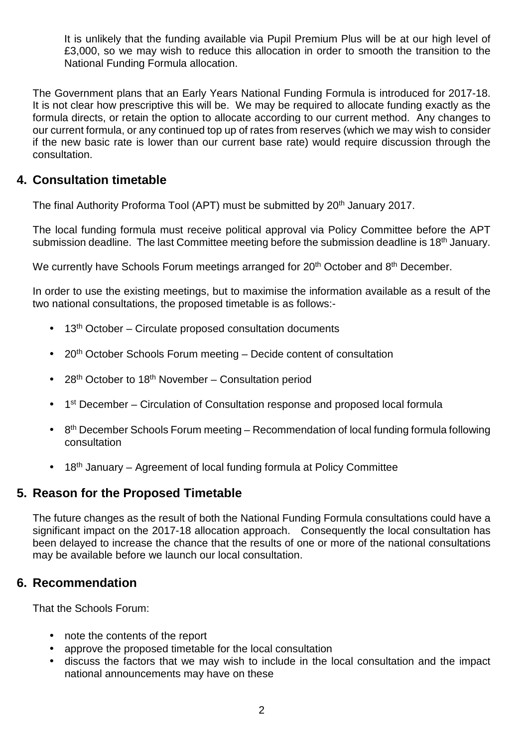It is unlikely that the funding available via Pupil Premium Plus will be at our high level of £3,000, so we may wish to reduce this allocation in order to smooth the transition to the National Funding Formula allocation.

The Government plans that an Early Years National Funding Formula is introduced for 2017-18. It is not clear how prescriptive this will be. We may be required to allocate funding exactly as the formula directs, or retain the option to allocate according to our current method. Any changes to our current formula, or any continued top up of rates from reserves (which we may wish to consider if the new basic rate is lower than our current base rate) would require discussion through the consultation.

## 4. Consultation timetable

The final Authority Proforma Tool (APT) must be submitted by 20th January 2017.

The local funding formula must receive political approval via Policy Committee before the APT submission deadline. The last Committee meeting before the submission deadline is 18th January.

We currently have Schools Forum meetings arranged for 20th October and 8th December.

In order to use the existing meetings, but to maximise the information available as a result of the two national consultations, the proposed timetable is as follows:-

- 13th October – Circulate proposed consultation documents
- 20th October Schools Forum meeting – Decide content of consultation
- 28th October to 18th November – Consultation period
- 1st December – Circulation of Consultation response and proposed local formula
- 8th December Schools Forum meeting – Recommendation of local funding formula following consultation
- 18th January – Agreement of local funding formula at Policy Committee

## 5. Reason for the Proposed Timetable

The future changes as the result of both the National Funding Formula consultations could have a significant impact on the 2017-18 allocation approach. Consequently the local consultation has been delayed to increase the chance that the results of one or more of the national consultations may be available before we launch our local consultation.

## 6. Recommendation

That the Schools Forum:

- note the contents of the report
- approve the proposed timetable for the local consultation
- discuss the factors that we may wish to include in the local consultation and the impact national announcements may have on these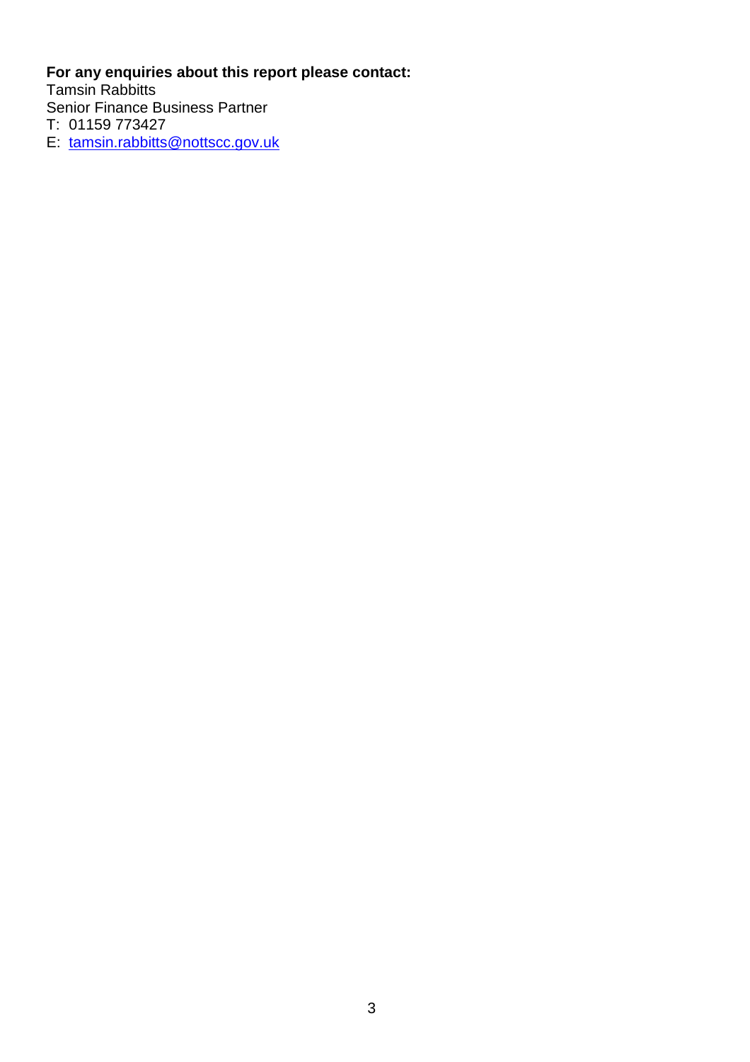**For any enquiries about this report please contact:**
Tamsin Rabbitts
Senior Finance Business Partner
T: 01159 773427
E: tamsin.rabbitts@nottscc.gov.uk